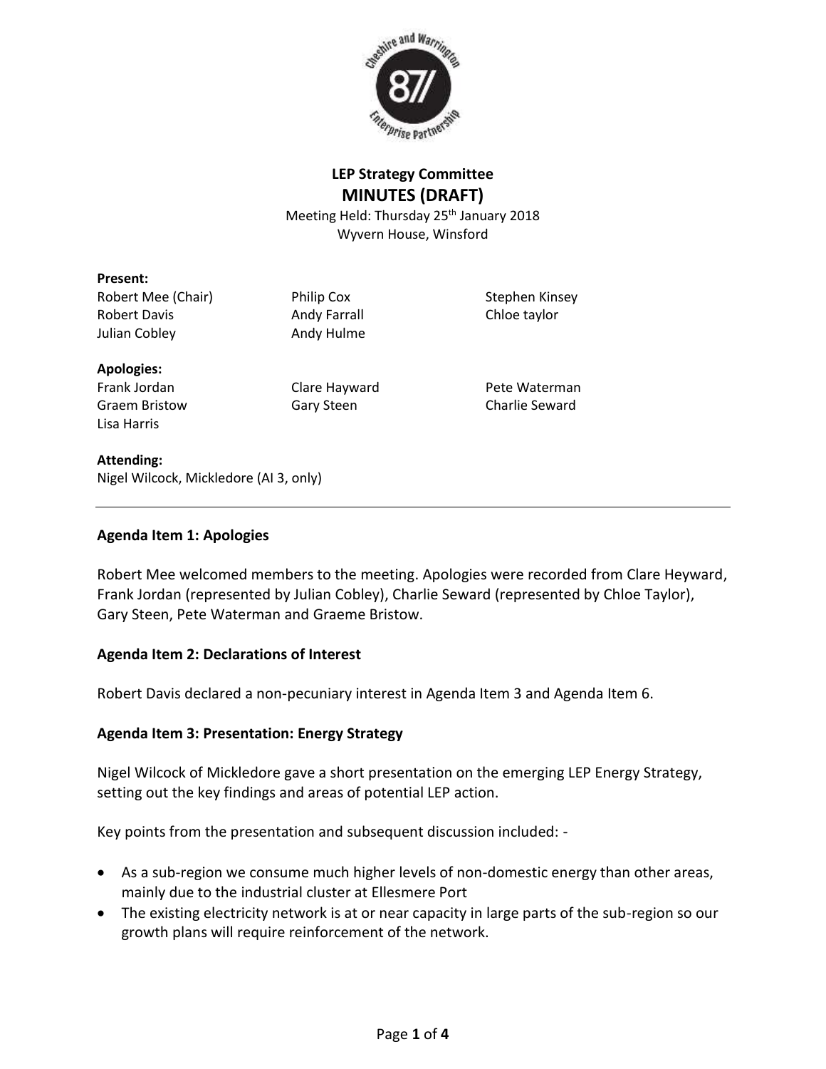**LEP Strategy Committee**

# MINUTES (DRAFT)

Meeting Held: Thursday 25th January 2018
Wyvern House, Winsford

**Present:**

Robert Mee (Chair)
Robert Davis
Julian Cobley
Philip Cox
Andy Farrall
Andy Hulme
Stephen Kinsey
Chloe taylor

**Apologies:**

Frank Jordan
Graem Bristow
Lisa Harris
Clare Hayward
Gary Steen
Pete Waterman
Charlie Seward

**Attending:**

Nigel Wilcock, Mickledore (AI 3, only)

---

**Agenda Item 1: Apologies**

Robert Mee welcomed members to the meeting. Apologies were recorded from Clare Heyward, Frank Jordan (represented by Julian Cobley), Charlie Seward (represented by Chloe Taylor), Gary Steen, Pete Waterman and Graeme Bristow.

**Agenda Item 2: Declarations of Interest**

Robert Davis declared a non-pecuniary interest in Agenda Item 3 and Agenda Item 6.

**Agenda Item 3: Presentation: Energy Strategy**

Nigel Wilcock of Mickledore gave a short presentation on the emerging LEP Energy Strategy, setting out the key findings and areas of potential LEP action.

Key points from the presentation and subsequent discussion included: -

- As a sub-region we consume much higher levels of non-domestic energy than other areas, mainly due to the industrial cluster at Ellesmere Port
- The existing electricity network is at or near capacity in large parts of the sub-region so our growth plans will require reinforcement of the network.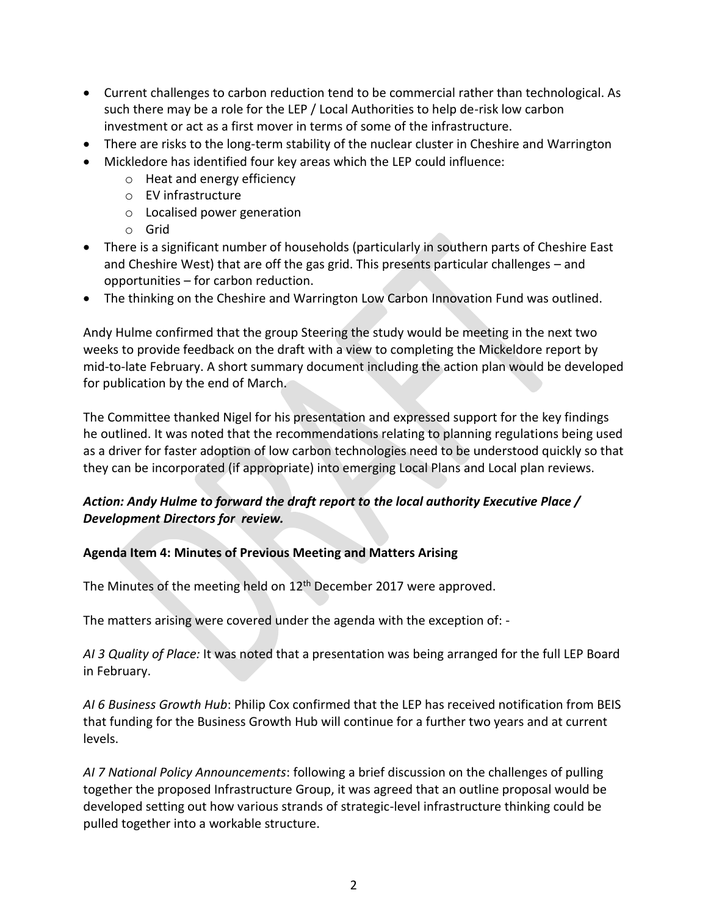- Current challenges to carbon reduction tend to be commercial rather than technological. As such there may be a role for the LEP / Local Authorities to help de-risk low carbon investment or act as a first mover in terms of some of the infrastructure.
- There are risks to the long-term stability of the nuclear cluster in Cheshire and Warrington
- Mickledore has identified four key areas which the LEP could influence:
  - Heat and energy efficiency
  - EV infrastructure
  - Localised power generation
  - Grid
- There is a significant number of households (particularly in southern parts of Cheshire East and Cheshire West) that are off the gas grid. This presents particular challenges – and opportunities – for carbon reduction.
- The thinking on the Cheshire and Warrington Low Carbon Innovation Fund was outlined.

Andy Hulme confirmed that the group Steering the study would be meeting in the next two weeks to provide feedback on the draft with a view to completing the Mickeldore report by mid-to-late February. A short summary document including the action plan would be developed for publication by the end of March.

The Committee thanked Nigel for his presentation and expressed support for the key findings he outlined. It was noted that the recommendations relating to planning regulations being used as a driver for faster adoption of low carbon technologies need to be understood quickly so that they can be incorporated (if appropriate) into emerging Local Plans and Local plan reviews.

***Action: Andy Hulme to forward the draft report to the local authority Executive Place / Development Directors for review.***

**Agenda Item 4: Minutes of Previous Meeting and Matters Arising**

The Minutes of the meeting held on 12th December 2017 were approved.

The matters arising were covered under the agenda with the exception of: -

*AI 3 Quality of Place:* It was noted that a presentation was being arranged for the full LEP Board in February.

*AI 6 Business Growth Hub*: Philip Cox confirmed that the LEP has received notification from BEIS that funding for the Business Growth Hub will continue for a further two years and at current levels.

*AI 7 National Policy Announcements*: following a brief discussion on the challenges of pulling together the proposed Infrastructure Group, it was agreed that an outline proposal would be developed setting out how various strands of strategic-level infrastructure thinking could be pulled together into a workable structure.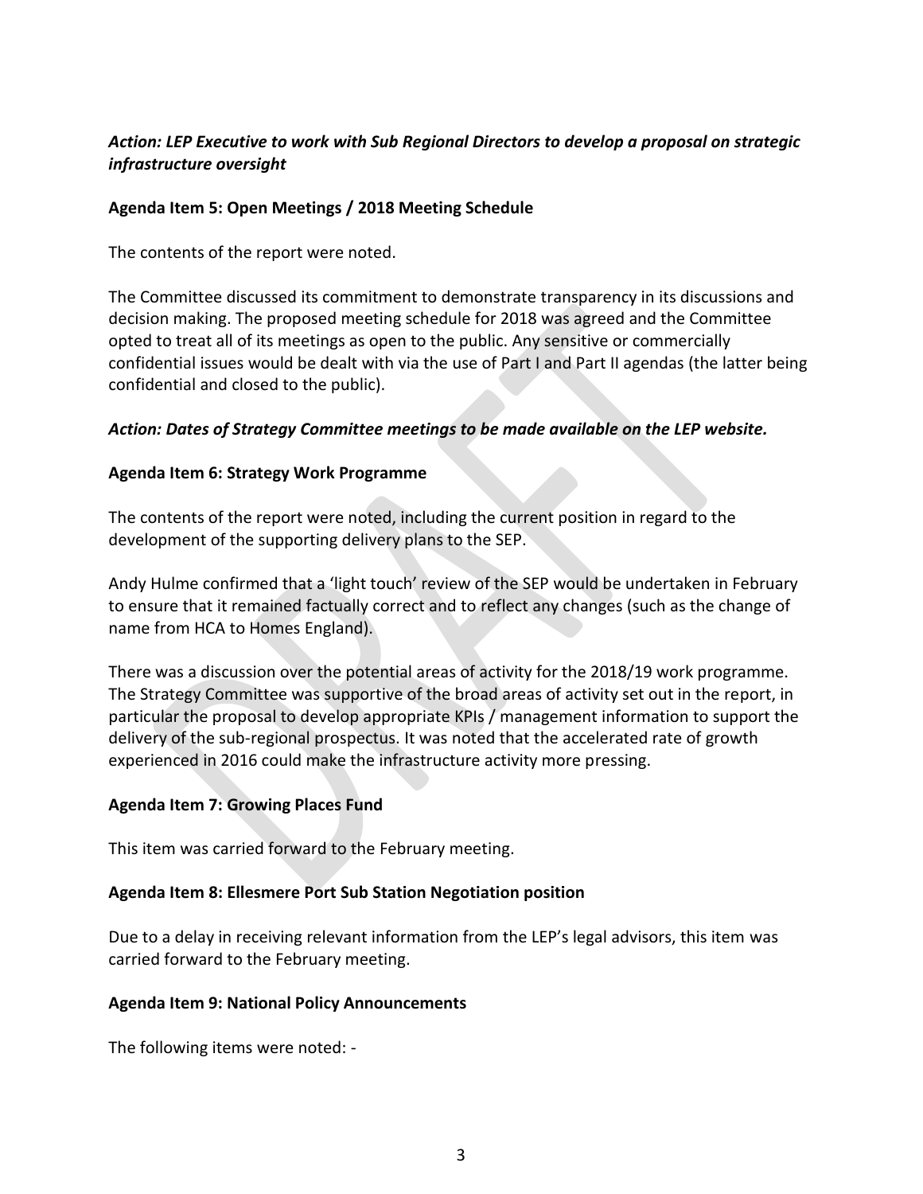***Action: LEP Executive to work with Sub Regional Directors to develop a proposal on strategic infrastructure oversight***

**Agenda Item 5: Open Meetings / 2018 Meeting Schedule**

The contents of the report were noted.

The Committee discussed its commitment to demonstrate transparency in its discussions and decision making. The proposed meeting schedule for 2018 was agreed and the Committee opted to treat all of its meetings as open to the public. Any sensitive or commercially confidential issues would be dealt with via the use of Part I and Part II agendas (the latter being confidential and closed to the public).

***Action: Dates of Strategy Committee meetings to be made available on the LEP website.***

**Agenda Item 6: Strategy Work Programme**

The contents of the report were noted, including the current position in regard to the development of the supporting delivery plans to the SEP.

Andy Hulme confirmed that a 'light touch' review of the SEP would be undertaken in February to ensure that it remained factually correct and to reflect any changes (such as the change of name from HCA to Homes England).

There was a discussion over the potential areas of activity for the 2018/19 work programme. The Strategy Committee was supportive of the broad areas of activity set out in the report, in particular the proposal to develop appropriate KPIs / management information to support the delivery of the sub-regional prospectus. It was noted that the accelerated rate of growth experienced in 2016 could make the infrastructure activity more pressing.

**Agenda Item 7: Growing Places Fund**

This item was carried forward to the February meeting.

**Agenda Item 8: Ellesmere Port Sub Station Negotiation position**

Due to a delay in receiving relevant information from the LEP's legal advisors, this item was carried forward to the February meeting.

**Agenda Item 9: National Policy Announcements**

The following items were noted: -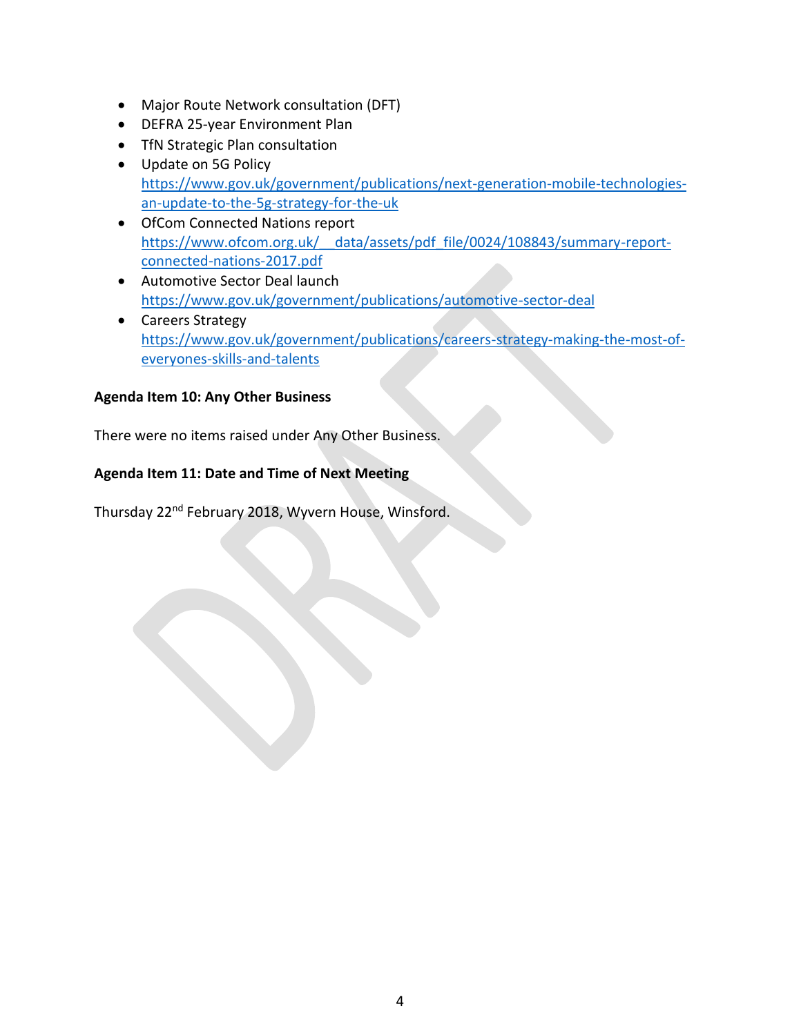- Major Route Network consultation (DFT)
- DEFRA 25-year Environment Plan
- TfN Strategic Plan consultation
- Update on 5G Policy
  https://www.gov.uk/government/publications/next-generation-mobile-technologies-an-update-to-the-5g-strategy-for-the-uk
- OfCom Connected Nations report
  https://www.ofcom.org.uk/__data/assets/pdf_file/0024/108843/summary-report-connected-nations-2017.pdf
- Automotive Sector Deal launch
  https://www.gov.uk/government/publications/automotive-sector-deal
- Careers Strategy
  https://www.gov.uk/government/publications/careers-strategy-making-the-most-of-everyones-skills-and-talents

**Agenda Item 10: Any Other Business**

There were no items raised under Any Other Business.

**Agenda Item 11: Date and Time of Next Meeting**

Thursday 22nd February 2018, Wyvern House, Winsford.